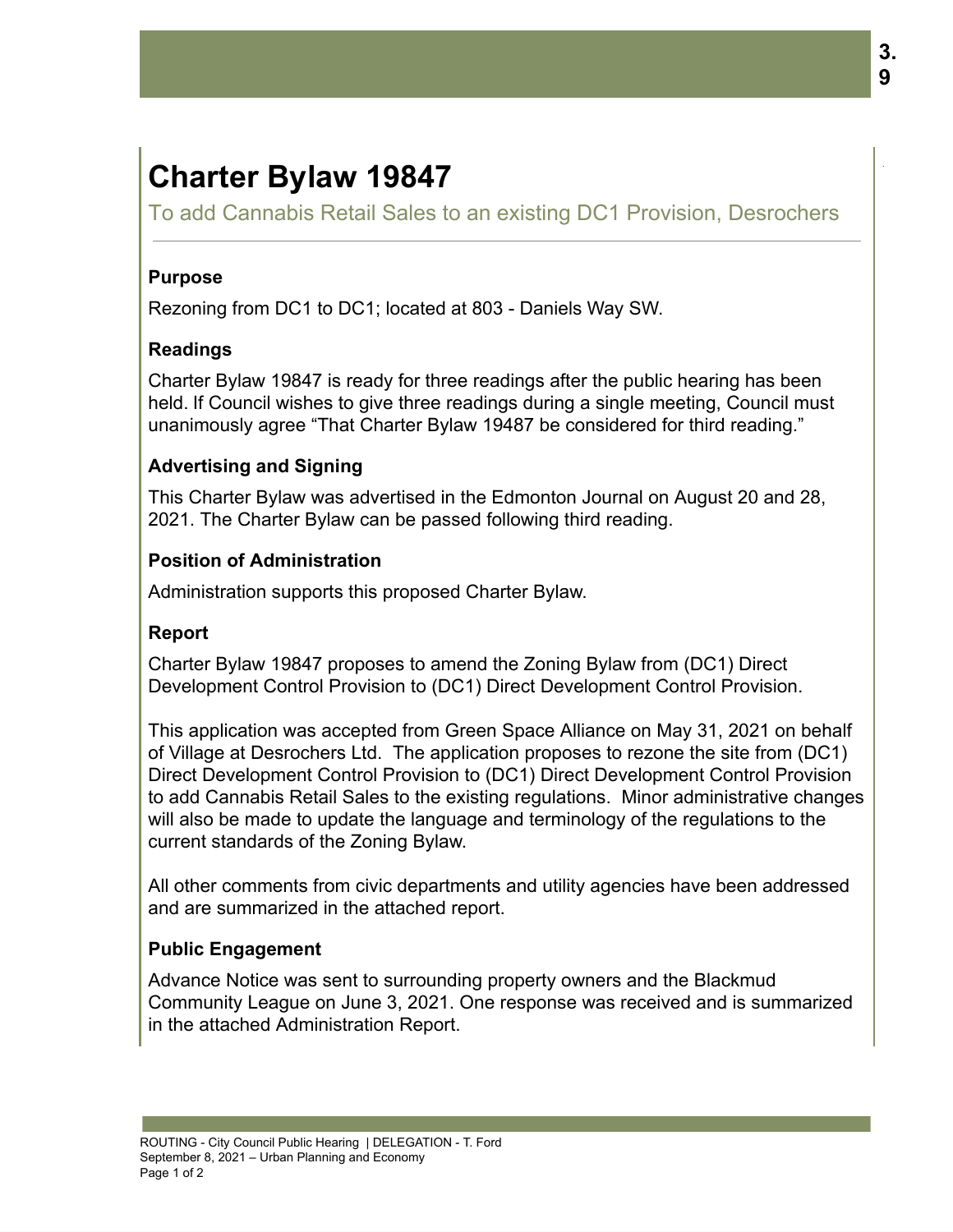# Charter Bylaw 19847

To add Cannabis Retail Sales to an existing DC1 Provision, Desrochers

## Purpose

Rezoning from DC1 to DC1; located at 803 - Daniels Way SW.

## Readings

Charter Bylaw 19847 is ready for three readings after the public hearing has been held. If Council wishes to give three readings during a single meeting, Council must unanimously agree "That Charter Bylaw 19487 be considered for third reading."

## Advertising and Signing

This Charter Bylaw was advertised in the Edmonton Journal on August 20 and 28, 2021. The Charter Bylaw can be passed following third reading.

## Position of Administration

Administration supports this proposed Charter Bylaw.

## Report

Charter Bylaw 19847 proposes to amend the Zoning Bylaw from (DC1) Direct Development Control Provision to (DC1) Direct Development Control Provision.

This application was accepted from Green Space Alliance on May 31, 2021 on behalf of Village at Desrochers Ltd. The application proposes to rezone the site from (DC1) Direct Development Control Provision to (DC1) Direct Development Control Provision to add Cannabis Retail Sales to the existing regulations. Minor administrative changes will also be made to update the language and terminology of the regulations to the current standards of the Zoning Bylaw.

All other comments from civic departments and utility agencies have been addressed and are summarized in the attached report.

## Public Engagement

Advance Notice was sent to surrounding property owners and the Blackmud Community League on June 3, 2021. One response was received and is summarized in the attached Administration Report.

ROUTING - City Council Public Hearing | DELEGATION - T. Ford
September 8, 2021 – Urban Planning and Economy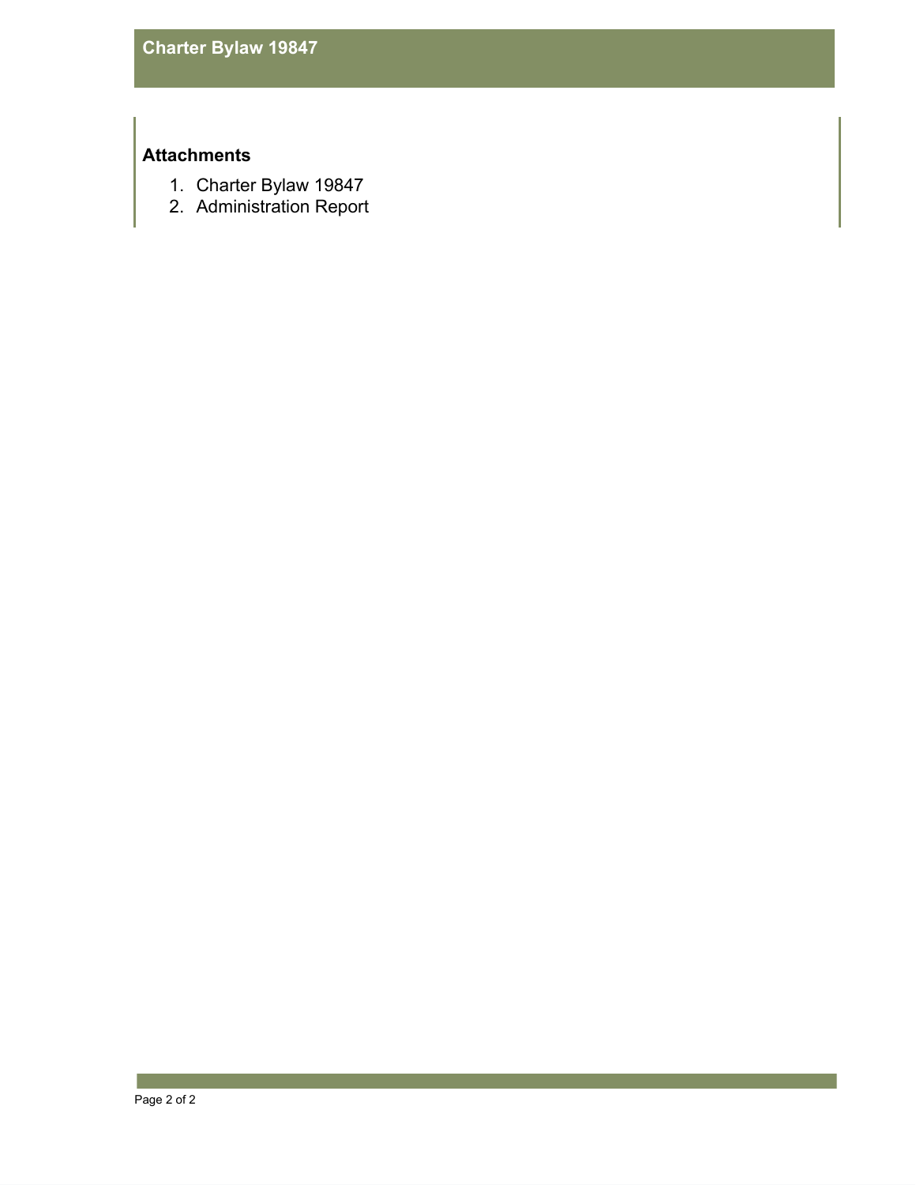## Attachments

1. Charter Bylaw 19847
2. Administration Report